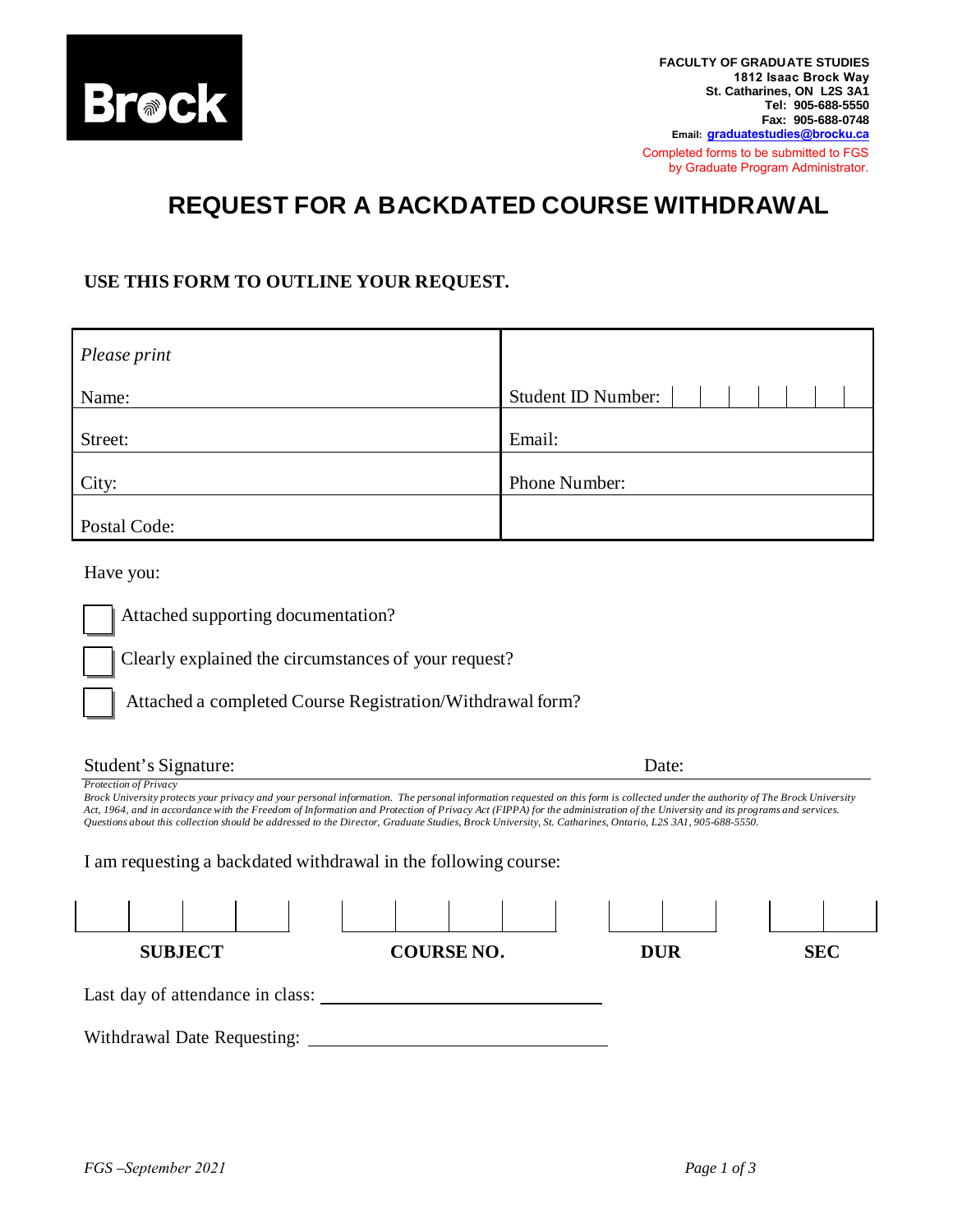Brock

**FACULTY OF GRADUATE STUDIES**
**1812 Isaac Brock Way**
**St. Catharines, ON L2S 3A1**
**Tel: 905-688-5550**
**Fax: 905-688-0748**
**Email: graduatestudies@brocku.ca**

Completed forms to be submitted to FGS by Graduate Program Administrator.

# REQUEST FOR A BACKDATED COURSE WITHDRAWAL

**USE THIS FORM TO OUTLINE YOUR REQUEST.**

| *Please print* Name: | Student ID Number: |
|---|---|
| Street: | Email: |
| City: | Phone Number: |
| Postal Code: | |

Have you:

- ☐ Attached supporting documentation?
- ☐ Clearly explained the circumstances of your request?
- ☐ Attached a completed Course Registration/Withdrawal form?

Student's Signature: Date:

*Protection of Privacy*
*Brock University protects your privacy and your personal information. The personal information requested on this form is collected under the authority of The Brock University Act, 1964, and in accordance with the Freedom of Information and Protection of Privacy Act (FIPPA) for the administration of the University and its programs and services. Questions about this collection should be addressed to the Director, Graduate Studies, Brock University, St. Catharines, Ontario, L2S 3A1, 905-688-5550.*

I am requesting a backdated withdrawal in the following course:

| SUBJECT | COURSE NO. | DUR | SEC |
|---|---|---|---|
| | | | |

Last day of attendance in class: ______________________________

Withdrawal Date Requesting: ______________________________

*FGS –September 2021*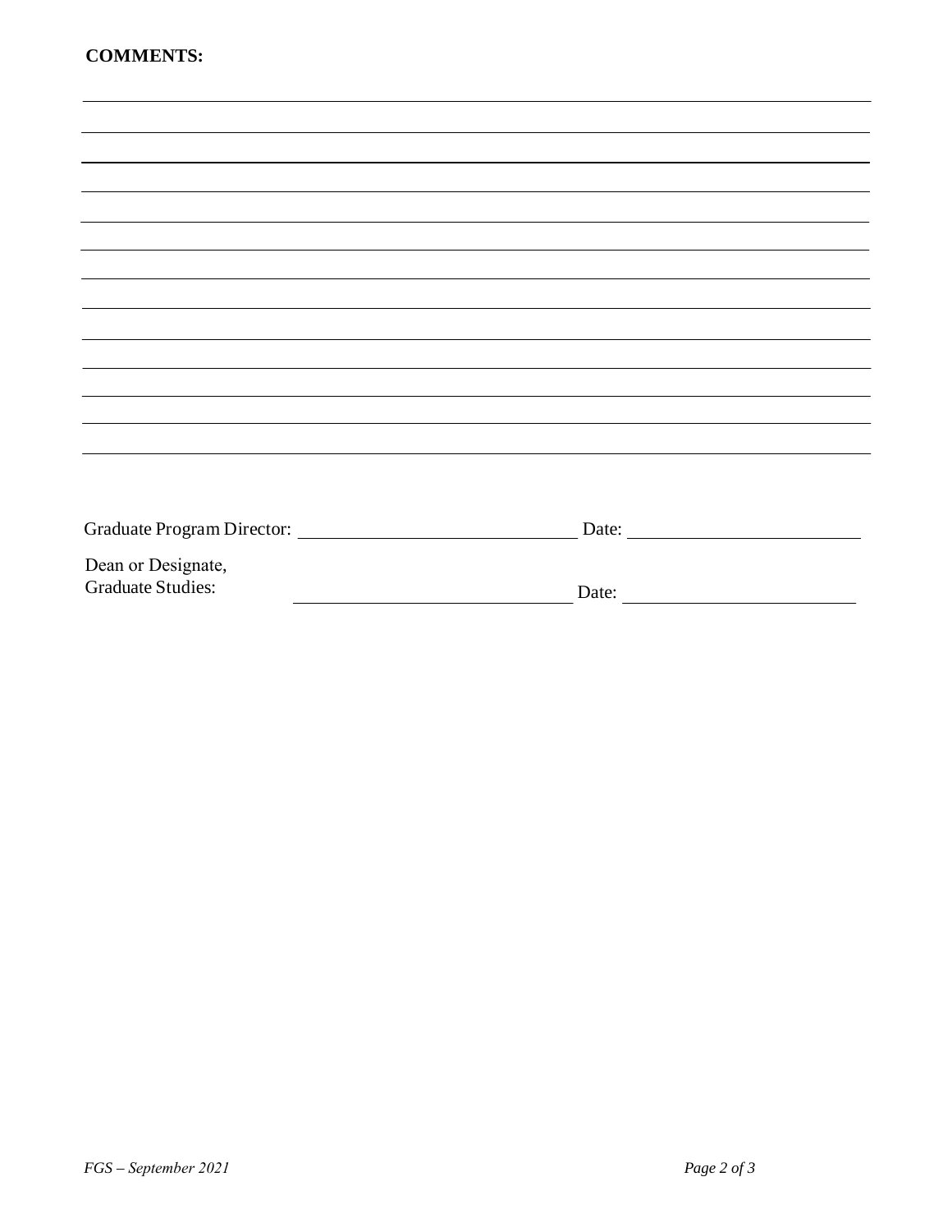**COMMENTS:**

\_\_\_\_\_\_\_\_\_\_\_\_\_\_\_\_\_\_\_\_\_\_\_\_\_\_\_\_\_\_\_\_\_\_\_\_\_\_\_\_\_\_\_\_\_\_\_\_\_\_\_\_\_\_\_\_\_\_\_\_\_\_\_\_\_\_\_\_\_\_\_\_\_\_\_\_\_\_\_\_\_\_\_\_\_\_\_\_\_\_\_\_\_\_\_\_\_\_

\_\_\_\_\_\_\_\_\_\_\_\_\_\_\_\_\_\_\_\_\_\_\_\_\_\_\_\_\_\_\_\_\_\_\_\_\_\_\_\_\_\_\_\_\_\_\_\_\_\_\_\_\_\_\_\_\_\_\_\_\_\_\_\_\_\_\_\_\_\_\_\_\_\_\_\_\_\_\_\_\_\_\_\_\_\_\_\_\_\_\_\_\_\_\_\_\_\_

\_\_\_\_\_\_\_\_\_\_\_\_\_\_\_\_\_\_\_\_\_\_\_\_\_\_\_\_\_\_\_\_\_\_\_\_\_\_\_\_\_\_\_\_\_\_\_\_\_\_\_\_\_\_\_\_\_\_\_\_\_\_\_\_\_\_\_\_\_\_\_\_\_\_\_\_\_\_\_\_\_\_\_\_\_\_\_\_\_\_\_\_\_\_\_\_\_\_

\_\_\_\_\_\_\_\_\_\_\_\_\_\_\_\_\_\_\_\_\_\_\_\_\_\_\_\_\_\_\_\_\_\_\_\_\_\_\_\_\_\_\_\_\_\_\_\_\_\_\_\_\_\_\_\_\_\_\_\_\_\_\_\_\_\_\_\_\_\_\_\_\_\_\_\_\_\_\_\_\_\_\_\_\_\_\_\_\_\_\_\_\_\_\_\_\_\_

\_\_\_\_\_\_\_\_\_\_\_\_\_\_\_\_\_\_\_\_\_\_\_\_\_\_\_\_\_\_\_\_\_\_\_\_\_\_\_\_\_\_\_\_\_\_\_\_\_\_\_\_\_\_\_\_\_\_\_\_\_\_\_\_\_\_\_\_\_\_\_\_\_\_\_\_\_\_\_\_\_\_\_\_\_\_\_\_\_\_\_\_\_\_\_\_\_\_

\_\_\_\_\_\_\_\_\_\_\_\_\_\_\_\_\_\_\_\_\_\_\_\_\_\_\_\_\_\_\_\_\_\_\_\_\_\_\_\_\_\_\_\_\_\_\_\_\_\_\_\_\_\_\_\_\_\_\_\_\_\_\_\_\_\_\_\_\_\_\_\_\_\_\_\_\_\_\_\_\_\_\_\_\_\_\_\_\_\_\_\_\_\_\_\_\_\_

\_\_\_\_\_\_\_\_\_\_\_\_\_\_\_\_\_\_\_\_\_\_\_\_\_\_\_\_\_\_\_\_\_\_\_\_\_\_\_\_\_\_\_\_\_\_\_\_\_\_\_\_\_\_\_\_\_\_\_\_\_\_\_\_\_\_\_\_\_\_\_\_\_\_\_\_\_\_\_\_\_\_\_\_\_\_\_\_\_\_\_\_\_\_\_\_\_\_

\_\_\_\_\_\_\_\_\_\_\_\_\_\_\_\_\_\_\_\_\_\_\_\_\_\_\_\_\_\_\_\_\_\_\_\_\_\_\_\_\_\_\_\_\_\_\_\_\_\_\_\_\_\_\_\_\_\_\_\_\_\_\_\_\_\_\_\_\_\_\_\_\_\_\_\_\_\_\_\_\_\_\_\_\_\_\_\_\_\_\_\_\_\_\_\_\_\_

\_\_\_\_\_\_\_\_\_\_\_\_\_\_\_\_\_\_\_\_\_\_\_\_\_\_\_\_\_\_\_\_\_\_\_\_\_\_\_\_\_\_\_\_\_\_\_\_\_\_\_\_\_\_\_\_\_\_\_\_\_\_\_\_\_\_\_\_\_\_\_\_\_\_\_\_\_\_\_\_\_\_\_\_\_\_\_\_\_\_\_\_\_\_\_\_\_\_

\_\_\_\_\_\_\_\_\_\_\_\_\_\_\_\_\_\_\_\_\_\_\_\_\_\_\_\_\_\_\_\_\_\_\_\_\_\_\_\_\_\_\_\_\_\_\_\_\_\_\_\_\_\_\_\_\_\_\_\_\_\_\_\_\_\_\_\_\_\_\_\_\_\_\_\_\_\_\_\_\_\_\_\_\_\_\_\_\_\_\_\_\_\_\_\_\_\_

\_\_\_\_\_\_\_\_\_\_\_\_\_\_\_\_\_\_\_\_\_\_\_\_\_\_\_\_\_\_\_\_\_\_\_\_\_\_\_\_\_\_\_\_\_\_\_\_\_\_\_\_\_\_\_\_\_\_\_\_\_\_\_\_\_\_\_\_\_\_\_\_\_\_\_\_\_\_\_\_\_\_\_\_\_\_\_\_\_\_\_\_\_\_\_\_\_\_

\_\_\_\_\_\_\_\_\_\_\_\_\_\_\_\_\_\_\_\_\_\_\_\_\_\_\_\_\_\_\_\_\_\_\_\_\_\_\_\_\_\_\_\_\_\_\_\_\_\_\_\_\_\_\_\_\_\_\_\_\_\_\_\_\_\_\_\_\_\_\_\_\_\_\_\_\_\_\_\_\_\_\_\_\_\_\_\_\_\_\_\_\_\_\_\_\_\_

\_\_\_\_\_\_\_\_\_\_\_\_\_\_\_\_\_\_\_\_\_\_\_\_\_\_\_\_\_\_\_\_\_\_\_\_\_\_\_\_\_\_\_\_\_\_\_\_\_\_\_\_\_\_\_\_\_\_\_\_\_\_\_\_\_\_\_\_\_\_\_\_\_\_\_\_\_\_\_\_\_\_\_\_\_\_\_\_\_\_\_\_\_\_\_\_\_\_

Graduate Program Director: \_\_\_\_\_\_\_\_\_\_\_\_\_\_\_\_\_\_\_\_\_\_\_\_\_\_\_\_\_\_ Date: \_\_\_\_\_\_\_\_\_\_\_\_\_\_\_\_\_\_\_\_\_\_\_\_

Dean or Designate,
Graduate Studies: \_\_\_\_\_\_\_\_\_\_\_\_\_\_\_\_\_\_\_\_\_\_\_\_\_\_\_\_\_\_ Date: \_\_\_\_\_\_\_\_\_\_\_\_\_\_\_\_\_\_\_\_\_\_\_\_

*FGS – September 2021*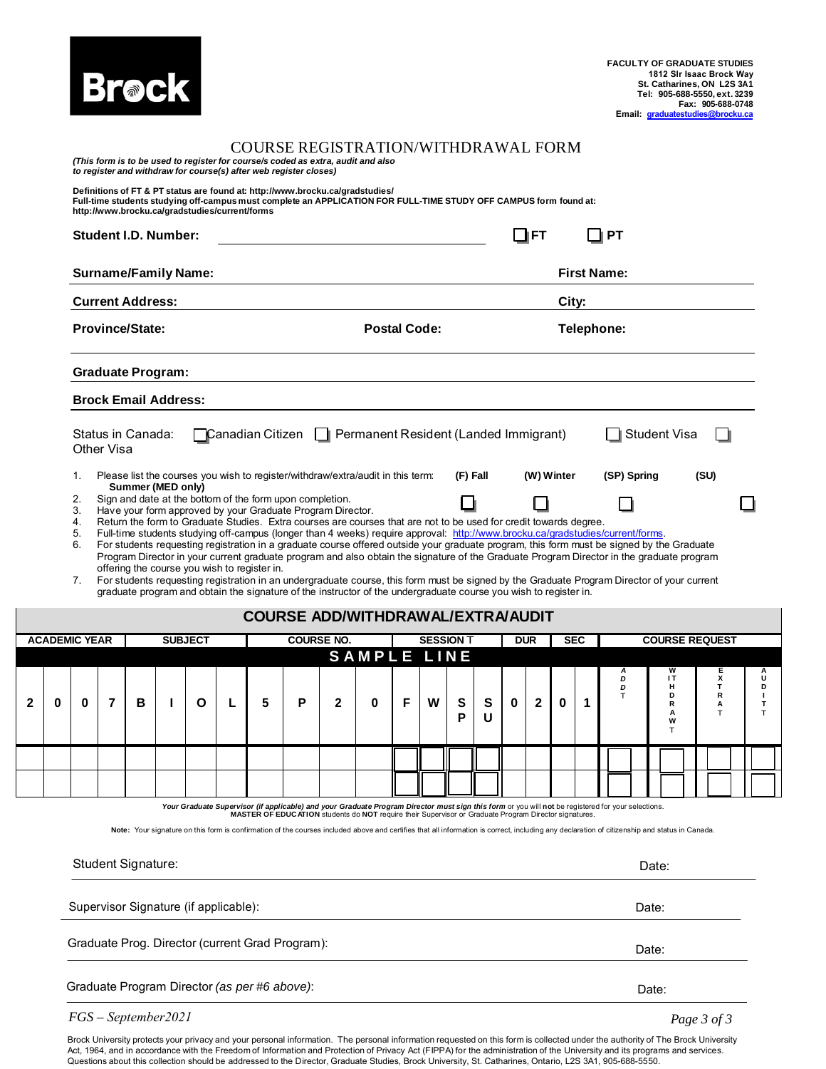**Brock**

**FACULTY OF GRADUATE STUDIES**
**1812 Sir Isaac Brock Way**
**St. Catharines, ON L2S 3A1**
**Tel: 905-688-5550, ext. 3239**
**Fax: 905-688-0748**
**Email: graduatestudies@brocku.ca**

# COURSE REGISTRATION/WITHDRAWAL FORM

*(This form is to be used to register for course/s coded as extra, audit and also to register and withdraw for course(s) after web register closes)*

**Definitions of FT & PT status are found at: http://www.brocku.ca/gradstudies/**
**Full-time students studying off-campus must complete an APPLICATION FOR FULL-TIME STUDY OFF CAMPUS form found at: http://www.brocku.ca/gradstudies/current/forms**

**Student I.D. Number:** ______________________ ☐ **FT** ☐ **PT**

**Surname/Family Name:** ______________________ **First Name:** ______________________

**Current Address:** ______________________ **City:** ______________________

**Province/State:** ______________ **Postal Code:** ______________ **Telephone:** ______________

**Graduate Program:** ______________________

**Brock Email Address:** ______________________

Status in Canada: ☐ Canadian Citizen ☐ Permanent Resident (Landed Immigrant) ☐ Student Visa ☐ Other Visa

1. Please list the courses you wish to register/withdraw/extra/audit in this term: **(F) Fall** ☐ **(W) Winter** ☐ **(SP) Spring** ☐ **(SU) Summer (MED only)** ☐
2. Sign and date at the bottom of the form upon completion.
3. Have your form approved by your Graduate Program Director.
4. Return the form to Graduate Studies. Extra courses are courses that are not to be used for credit towards degree.
5. Full-time students studying off-campus (longer than 4 weeks) require approval: http://www.brocku.ca/gradstudies/current/forms.
6. For students requesting registration in a graduate course offered outside your graduate program, this form must be signed by the Graduate Program Director in your current graduate program and also obtain the signature of the Graduate Program Director in the graduate program offering the course you wish to register in.
7. For students requesting registration in an undergraduate course, this form must be signed by the Graduate Program Director of your current graduate program and obtain the signature of the instructor of the undergraduate course you wish to register in.

## COURSE ADD/WITHDRAWAL/EXTRA/AUDIT

| ACADEMIC YEAR | | | | SUBJECT | | | | COURSE NO. | | | | SESSION | | | | DUR | | SEC | | COURSE REQUEST | | | |
|---|---|---|---|---|---|---|---|---|---|---|---|---|---|---|---|---|---|---|---|---|---|---|---|
| **SAMPLE LINE** | | | | | | | | | | | | | | | | | | | | | | | |
| 2 | 0 | 0 | 7 | B | I | O | L | 5 | P | 2 | 0 | F | W | SP | SU | 0 | 2 | 0 | 1 | ADD | WITHDRAW | EXTRA | AUDIT |
| | | | | | | | | | | | | ☐ | ☐ | ☐ | ☐ | | | | | ☐ | ☐ | ☐ | ☐ |
| | | | | | | | | | | | | ☐ | ☐ | ☐ | ☐ | | | | | ☐ | ☐ | ☐ | ☐ |

***Your Graduate Supervisor (if applicable) and your Graduate Program Director must sign this form*** or you will **not** be registered for your selections.
**MASTER OF EDUCATION** students do **NOT** require their Supervisor or Graduate Program Director signatures.

**Note:** Your signature on this form is confirmation of the courses included above and certifies that all information is correct, including any declaration of citizenship and status in Canada.

Student Signature: ______________________ Date: ____________

Supervisor Signature (if applicable): ______________________ Date: ____________

Graduate Prog. Director (current Grad Program): ______________________ Date: ____________

Graduate Program Director *(as per #6 above)*: ______________________ Date: ____________

*FGS – September2021*

Brock University protects your privacy and your personal information. The personal information requested on this form is collected under the authority of The Brock University Act, 1964, and in accordance with the Freedom of Information and Protection of Privacy Act (FIPPA) for the administration of the University and its programs and services. Questions about this collection should be addressed to the Director, Graduate Studies, Brock University, St. Catharines, Ontario, L2S 3A1, 905-688-5550.